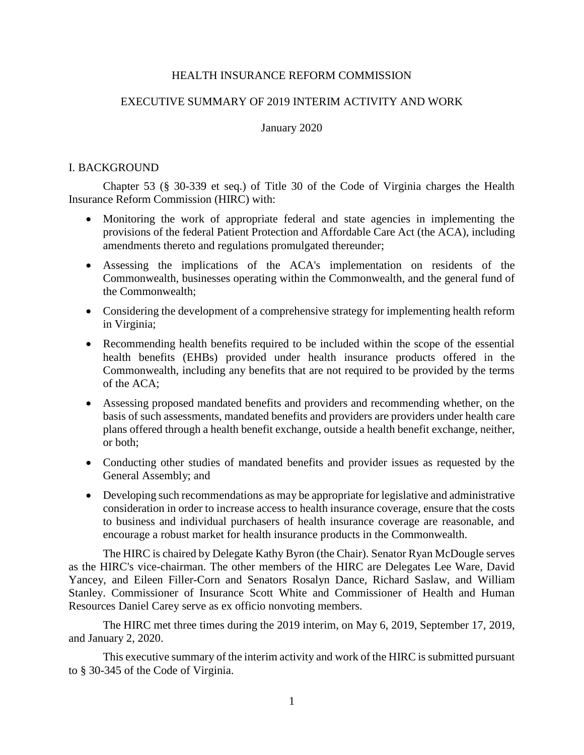# HEALTH INSURANCE REFORM COMMISSION

## EXECUTIVE SUMMARY OF 2019 INTERIM ACTIVITY AND WORK

January 2020

## I. BACKGROUND

Chapter 53 (§ 30-339 et seq.) of Title 30 of the Code of Virginia charges the Health Insurance Reform Commission (HIRC) with:

- Monitoring the work of appropriate federal and state agencies in implementing the provisions of the federal Patient Protection and Affordable Care Act (the ACA), including amendments thereto and regulations promulgated thereunder;
- Assessing the implications of the ACA's implementation on residents of the Commonwealth, businesses operating within the Commonwealth, and the general fund of the Commonwealth;
- Considering the development of a comprehensive strategy for implementing health reform in Virginia;
- Recommending health benefits required to be included within the scope of the essential health benefits (EHBs) provided under health insurance products offered in the Commonwealth, including any benefits that are not required to be provided by the terms of the ACA;
- Assessing proposed mandated benefits and providers and recommending whether, on the basis of such assessments, mandated benefits and providers are providers under health care plans offered through a health benefit exchange, outside a health benefit exchange, neither, or both;
- Conducting other studies of mandated benefits and provider issues as requested by the General Assembly; and
- Developing such recommendations as may be appropriate for legislative and administrative consideration in order to increase access to health insurance coverage, ensure that the costs to business and individual purchasers of health insurance coverage are reasonable, and encourage a robust market for health insurance products in the Commonwealth.

The HIRC is chaired by Delegate Kathy Byron (the Chair). Senator Ryan McDougle serves as the HIRC's vice-chairman. The other members of the HIRC are Delegates Lee Ware, David Yancey, and Eileen Filler-Corn and Senators Rosalyn Dance, Richard Saslaw, and William Stanley. Commissioner of Insurance Scott White and Commissioner of Health and Human Resources Daniel Carey serve as ex officio nonvoting members.

The HIRC met three times during the 2019 interim, on May 6, 2019, September 17, 2019, and January 2, 2020.

This executive summary of the interim activity and work of the HIRC is submitted pursuant to § 30-345 of the Code of Virginia.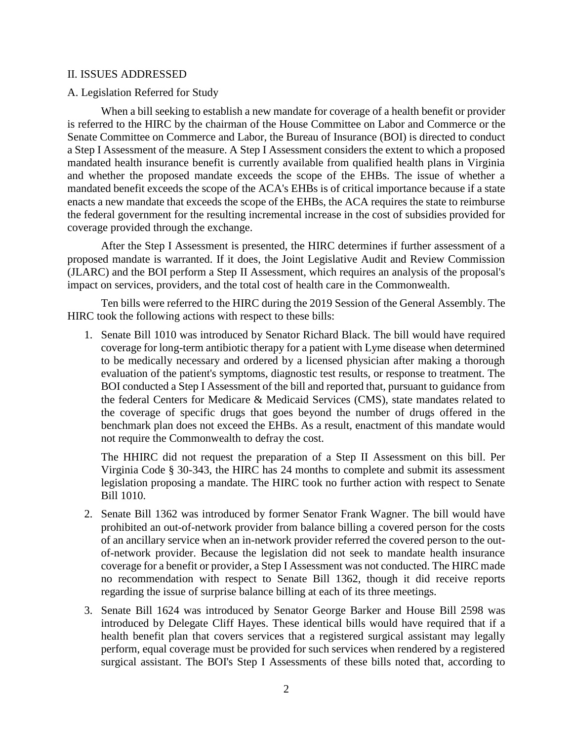## II. ISSUES ADDRESSED

### A. Legislation Referred for Study

When a bill seeking to establish a new mandate for coverage of a health benefit or provider is referred to the HIRC by the chairman of the House Committee on Labor and Commerce or the Senate Committee on Commerce and Labor, the Bureau of Insurance (BOI) is directed to conduct a Step I Assessment of the measure. A Step I Assessment considers the extent to which a proposed mandated health insurance benefit is currently available from qualified health plans in Virginia and whether the proposed mandate exceeds the scope of the EHBs. The issue of whether a mandated benefit exceeds the scope of the ACA's EHBs is of critical importance because if a state enacts a new mandate that exceeds the scope of the EHBs, the ACA requires the state to reimburse the federal government for the resulting incremental increase in the cost of subsidies provided for coverage provided through the exchange.

After the Step I Assessment is presented, the HIRC determines if further assessment of a proposed mandate is warranted. If it does, the Joint Legislative Audit and Review Commission (JLARC) and the BOI perform a Step II Assessment, which requires an analysis of the proposal's impact on services, providers, and the total cost of health care in the Commonwealth.

Ten bills were referred to the HIRC during the 2019 Session of the General Assembly. The HIRC took the following actions with respect to these bills:

1. Senate Bill 1010 was introduced by Senator Richard Black. The bill would have required coverage for long-term antibiotic therapy for a patient with Lyme disease when determined to be medically necessary and ordered by a licensed physician after making a thorough evaluation of the patient's symptoms, diagnostic test results, or response to treatment. The BOI conducted a Step I Assessment of the bill and reported that, pursuant to guidance from the federal Centers for Medicare & Medicaid Services (CMS), state mandates related to the coverage of specific drugs that goes beyond the number of drugs offered in the benchmark plan does not exceed the EHBs. As a result, enactment of this mandate would not require the Commonwealth to defray the cost.

   The HHIRC did not request the preparation of a Step II Assessment on this bill. Per Virginia Code § 30-343, the HIRC has 24 months to complete and submit its assessment legislation proposing a mandate. The HIRC took no further action with respect to Senate Bill 1010.

2. Senate Bill 1362 was introduced by former Senator Frank Wagner. The bill would have prohibited an out-of-network provider from balance billing a covered person for the costs of an ancillary service when an in-network provider referred the covered person to the out-of-network provider. Because the legislation did not seek to mandate health insurance coverage for a benefit or provider, a Step I Assessment was not conducted. The HIRC made no recommendation with respect to Senate Bill 1362, though it did receive reports regarding the issue of surprise balance billing at each of its three meetings.

3. Senate Bill 1624 was introduced by Senator George Barker and House Bill 2598 was introduced by Delegate Cliff Hayes. These identical bills would have required that if a health benefit plan that covers services that a registered surgical assistant may legally perform, equal coverage must be provided for such services when rendered by a registered surgical assistant. The BOI's Step I Assessments of these bills noted that, according to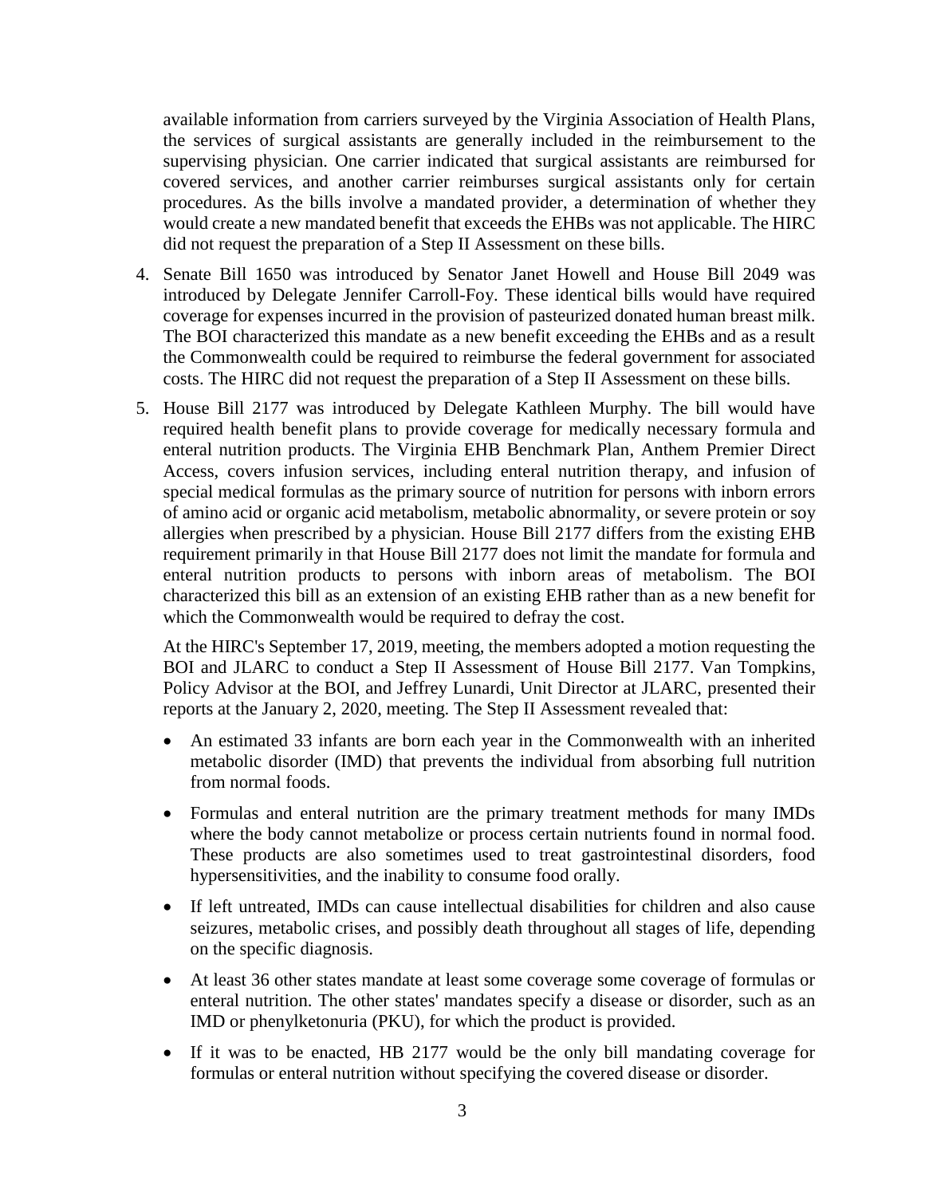available information from carriers surveyed by the Virginia Association of Health Plans, the services of surgical assistants are generally included in the reimbursement to the supervising physician. One carrier indicated that surgical assistants are reimbursed for covered services, and another carrier reimburses surgical assistants only for certain procedures. As the bills involve a mandated provider, a determination of whether they would create a new mandated benefit that exceeds the EHBs was not applicable. The HIRC did not request the preparation of a Step II Assessment on these bills.

4. Senate Bill 1650 was introduced by Senator Janet Howell and House Bill 2049 was introduced by Delegate Jennifer Carroll-Foy. These identical bills would have required coverage for expenses incurred in the provision of pasteurized donated human breast milk. The BOI characterized this mandate as a new benefit exceeding the EHBs and as a result the Commonwealth could be required to reimburse the federal government for associated costs. The HIRC did not request the preparation of a Step II Assessment on these bills.

5. House Bill 2177 was introduced by Delegate Kathleen Murphy. The bill would have required health benefit plans to provide coverage for medically necessary formula and enteral nutrition products. The Virginia EHB Benchmark Plan, Anthem Premier Direct Access, covers infusion services, including enteral nutrition therapy, and infusion of special medical formulas as the primary source of nutrition for persons with inborn errors of amino acid or organic acid metabolism, metabolic abnormality, or severe protein or soy allergies when prescribed by a physician. House Bill 2177 differs from the existing EHB requirement primarily in that House Bill 2177 does not limit the mandate for formula and enteral nutrition products to persons with inborn areas of metabolism. The BOI characterized this bill as an extension of an existing EHB rather than as a new benefit for which the Commonwealth would be required to defray the cost.

   At the HIRC's September 17, 2019, meeting, the members adopted a motion requesting the BOI and JLARC to conduct a Step II Assessment of House Bill 2177. Van Tompkins, Policy Advisor at the BOI, and Jeffrey Lunardi, Unit Director at JLARC, presented their reports at the January 2, 2020, meeting. The Step II Assessment revealed that:

   - An estimated 33 infants are born each year in the Commonwealth with an inherited metabolic disorder (IMD) that prevents the individual from absorbing full nutrition from normal foods.
   - Formulas and enteral nutrition are the primary treatment methods for many IMDs where the body cannot metabolize or process certain nutrients found in normal food. These products are also sometimes used to treat gastrointestinal disorders, food hypersensitivities, and the inability to consume food orally.
   - If left untreated, IMDs can cause intellectual disabilities for children and also cause seizures, metabolic crises, and possibly death throughout all stages of life, depending on the specific diagnosis.
   - At least 36 other states mandate at least some coverage some coverage of formulas or enteral nutrition. The other states' mandates specify a disease or disorder, such as an IMD or phenylketonuria (PKU), for which the product is provided.
   - If it was to be enacted, HB 2177 would be the only bill mandating coverage for formulas or enteral nutrition without specifying the covered disease or disorder.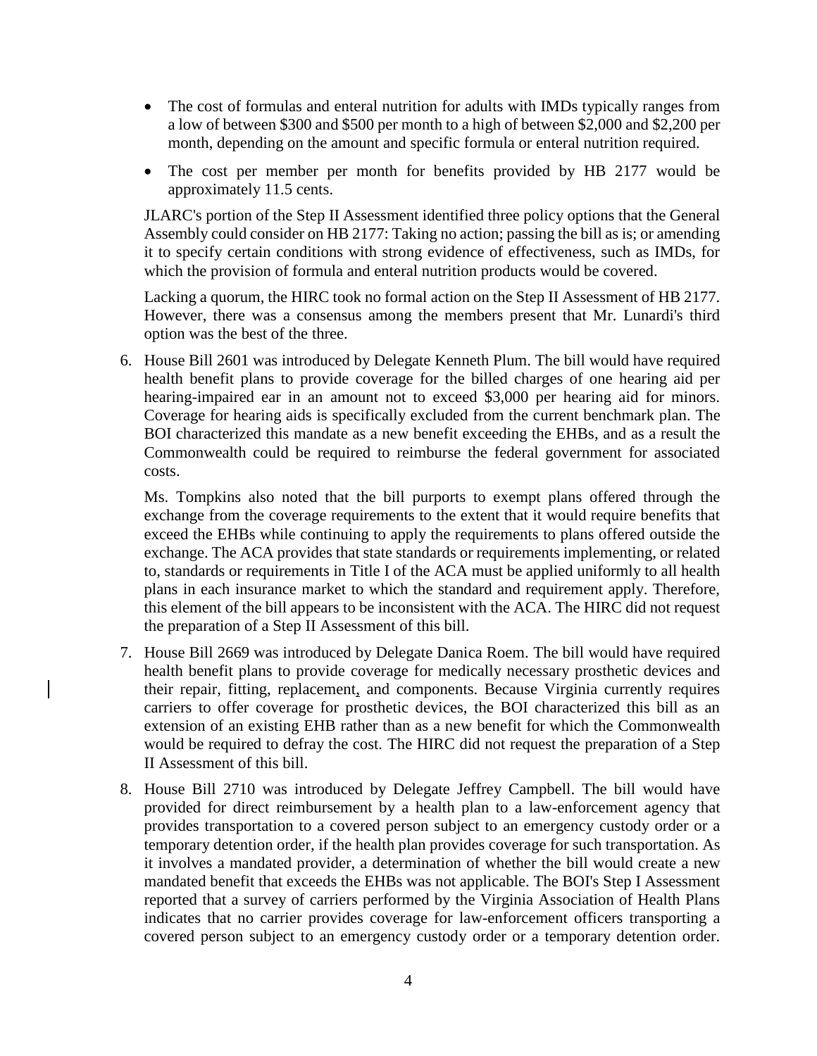- The cost of formulas and enteral nutrition for adults with IMDs typically ranges from a low of between $300 and $500 per month to a high of between $2,000 and $2,200 per month, depending on the amount and specific formula or enteral nutrition required.
- The cost per member per month for benefits provided by HB 2177 would be approximately 11.5 cents.

JLARC's portion of the Step II Assessment identified three policy options that the General Assembly could consider on HB 2177: Taking no action; passing the bill as is; or amending it to specify certain conditions with strong evidence of effectiveness, such as IMDs, for which the provision of formula and enteral nutrition products would be covered.

Lacking a quorum, the HIRC took no formal action on the Step II Assessment of HB 2177. However, there was a consensus among the members present that Mr. Lunardi's third option was the best of the three.

6. House Bill 2601 was introduced by Delegate Kenneth Plum. The bill would have required health benefit plans to provide coverage for the billed charges of one hearing aid per hearing-impaired ear in an amount not to exceed $3,000 per hearing aid for minors. Coverage for hearing aids is specifically excluded from the current benchmark plan. The BOI characterized this mandate as a new benefit exceeding the EHBs, and as a result the Commonwealth could be required to reimburse the federal government for associated costs.

   Ms. Tompkins also noted that the bill purports to exempt plans offered through the exchange from the coverage requirements to the extent that it would require benefits that exceed the EHBs while continuing to apply the requirements to plans offered outside the exchange. The ACA provides that state standards or requirements implementing, or related to, standards or requirements in Title I of the ACA must be applied uniformly to all health plans in each insurance market to which the standard and requirement apply. Therefore, this element of the bill appears to be inconsistent with the ACA. The HIRC did not request the preparation of a Step II Assessment of this bill.

7. House Bill 2669 was introduced by Delegate Danica Roem. The bill would have required health benefit plans to provide coverage for medically necessary prosthetic devices and their repair, fitting, replacement, and components. Because Virginia currently requires carriers to offer coverage for prosthetic devices, the BOI characterized this bill as an extension of an existing EHB rather than as a new benefit for which the Commonwealth would be required to defray the cost. The HIRC did not request the preparation of a Step II Assessment of this bill.

8. House Bill 2710 was introduced by Delegate Jeffrey Campbell. The bill would have provided for direct reimbursement by a health plan to a law-enforcement agency that provides transportation to a covered person subject to an emergency custody order or a temporary detention order, if the health plan provides coverage for such transportation. As it involves a mandated provider, a determination of whether the bill would create a new mandated benefit that exceeds the EHBs was not applicable. The BOI's Step I Assessment reported that a survey of carriers performed by the Virginia Association of Health Plans indicates that no carrier provides coverage for law-enforcement officers transporting a covered person subject to an emergency custody order or a temporary detention order.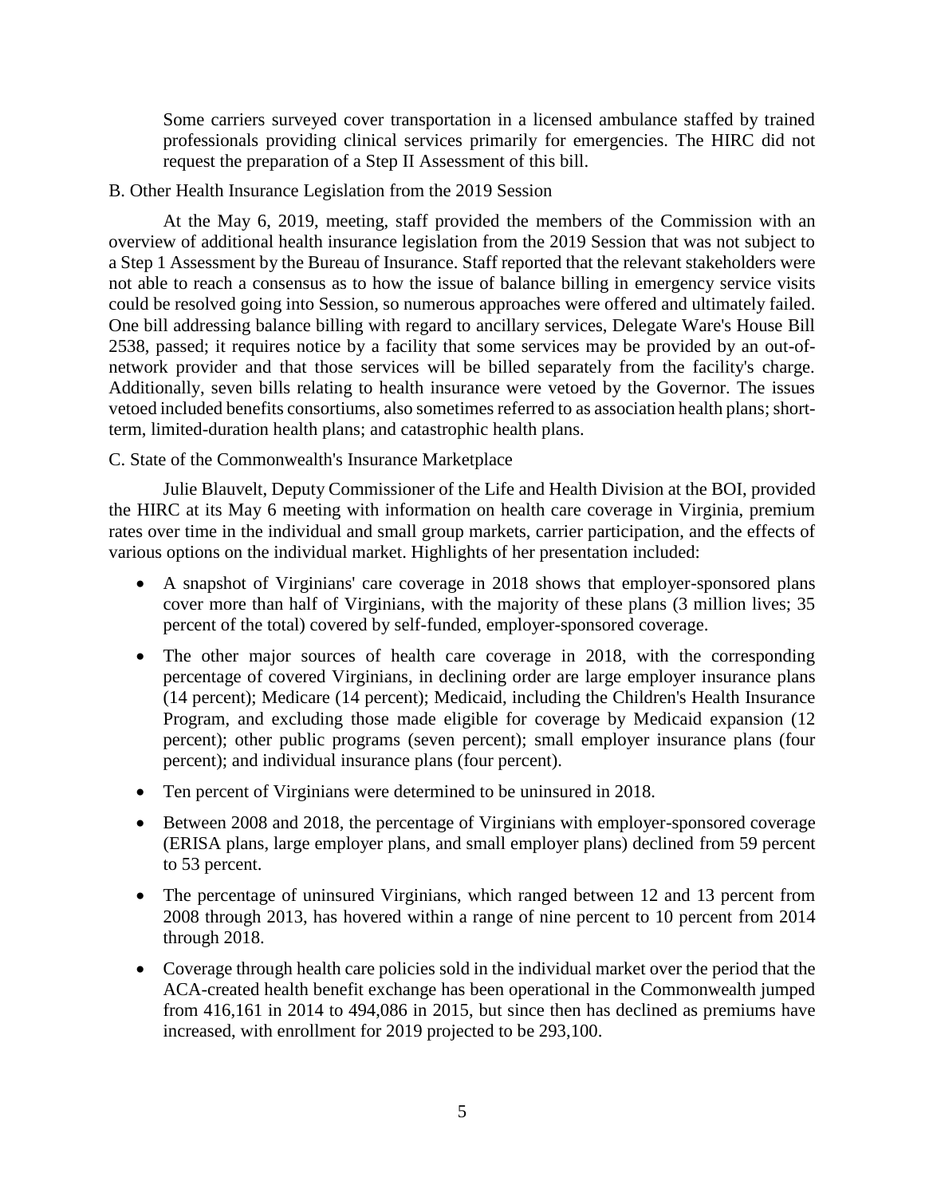Some carriers surveyed cover transportation in a licensed ambulance staffed by trained professionals providing clinical services primarily for emergencies. The HIRC did not request the preparation of a Step II Assessment of this bill.

B. Other Health Insurance Legislation from the 2019 Session

At the May 6, 2019, meeting, staff provided the members of the Commission with an overview of additional health insurance legislation from the 2019 Session that was not subject to a Step 1 Assessment by the Bureau of Insurance. Staff reported that the relevant stakeholders were not able to reach a consensus as to how the issue of balance billing in emergency service visits could be resolved going into Session, so numerous approaches were offered and ultimately failed. One bill addressing balance billing with regard to ancillary services, Delegate Ware's House Bill 2538, passed; it requires notice by a facility that some services may be provided by an out-of-network provider and that those services will be billed separately from the facility's charge. Additionally, seven bills relating to health insurance were vetoed by the Governor. The issues vetoed included benefits consortiums, also sometimes referred to as association health plans; short-term, limited-duration health plans; and catastrophic health plans.

C. State of the Commonwealth's Insurance Marketplace

Julie Blauvelt, Deputy Commissioner of the Life and Health Division at the BOI, provided the HIRC at its May 6 meeting with information on health care coverage in Virginia, premium rates over time in the individual and small group markets, carrier participation, and the effects of various options on the individual market. Highlights of her presentation included:

- A snapshot of Virginians' care coverage in 2018 shows that employer-sponsored plans cover more than half of Virginians, with the majority of these plans (3 million lives; 35 percent of the total) covered by self-funded, employer-sponsored coverage.
- The other major sources of health care coverage in 2018, with the corresponding percentage of covered Virginians, in declining order are large employer insurance plans (14 percent); Medicare (14 percent); Medicaid, including the Children's Health Insurance Program, and excluding those made eligible for coverage by Medicaid expansion (12 percent); other public programs (seven percent); small employer insurance plans (four percent); and individual insurance plans (four percent).
- Ten percent of Virginians were determined to be uninsured in 2018.
- Between 2008 and 2018, the percentage of Virginians with employer-sponsored coverage (ERISA plans, large employer plans, and small employer plans) declined from 59 percent to 53 percent.
- The percentage of uninsured Virginians, which ranged between 12 and 13 percent from 2008 through 2013, has hovered within a range of nine percent to 10 percent from 2014 through 2018.
- Coverage through health care policies sold in the individual market over the period that the ACA-created health benefit exchange has been operational in the Commonwealth jumped from 416,161 in 2014 to 494,086 in 2015, but since then has declined as premiums have increased, with enrollment for 2019 projected to be 293,100.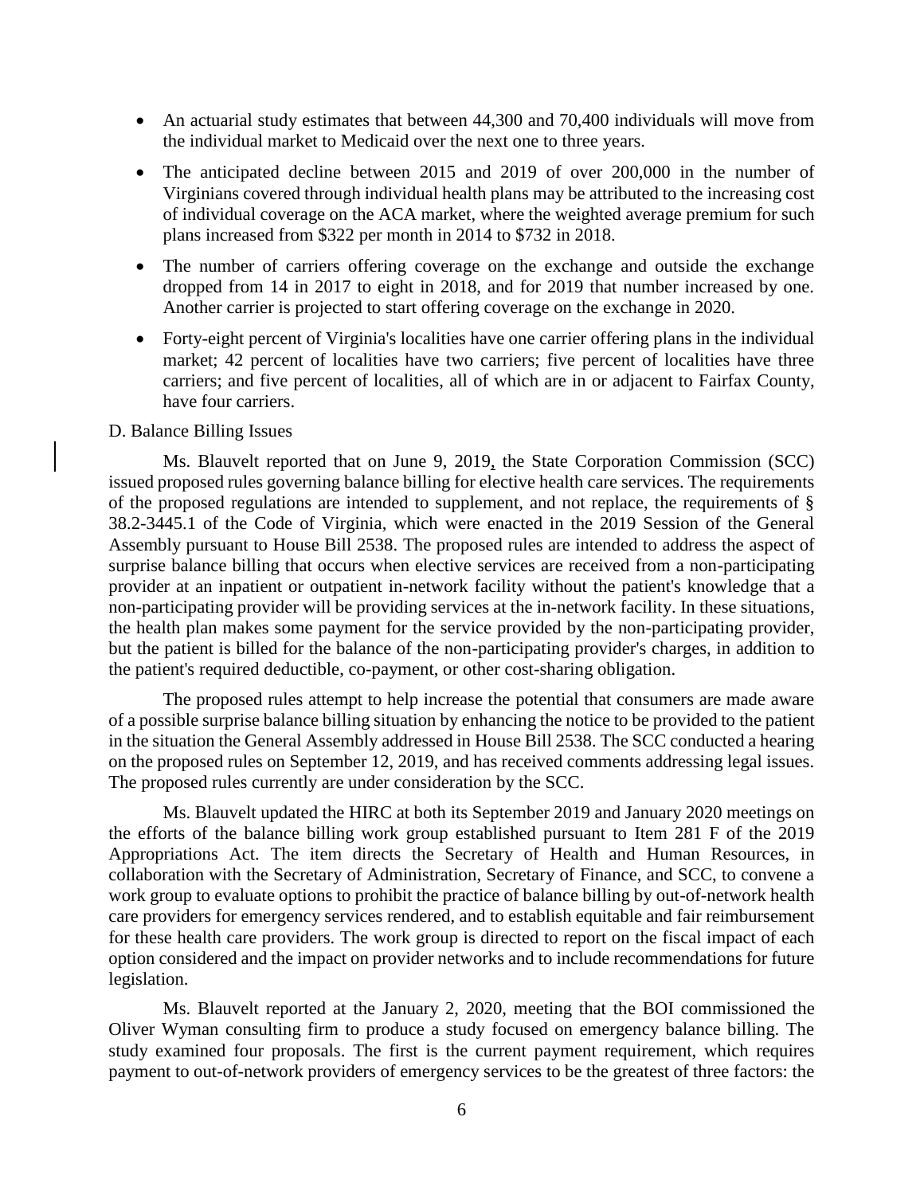- An actuarial study estimates that between 44,300 and 70,400 individuals will move from the individual market to Medicaid over the next one to three years.
- The anticipated decline between 2015 and 2019 of over 200,000 in the number of Virginians covered through individual health plans may be attributed to the increasing cost of individual coverage on the ACA market, where the weighted average premium for such plans increased from $322 per month in 2014 to $732 in 2018.
- The number of carriers offering coverage on the exchange and outside the exchange dropped from 14 in 2017 to eight in 2018, and for 2019 that number increased by one. Another carrier is projected to start offering coverage on the exchange in 2020.
- Forty-eight percent of Virginia's localities have one carrier offering plans in the individual market; 42 percent of localities have two carriers; five percent of localities have three carriers; and five percent of localities, all of which are in or adjacent to Fairfax County, have four carriers.

D. Balance Billing Issues

Ms. Blauvelt reported that on June 9, 2019, the State Corporation Commission (SCC) issued proposed rules governing balance billing for elective health care services. The requirements of the proposed regulations are intended to supplement, and not replace, the requirements of § 38.2-3445.1 of the Code of Virginia, which were enacted in the 2019 Session of the General Assembly pursuant to House Bill 2538. The proposed rules are intended to address the aspect of surprise balance billing that occurs when elective services are received from a non-participating provider at an inpatient or outpatient in-network facility without the patient's knowledge that a non-participating provider will be providing services at the in-network facility. In these situations, the health plan makes some payment for the service provided by the non-participating provider, but the patient is billed for the balance of the non-participating provider's charges, in addition to the patient's required deductible, co-payment, or other cost-sharing obligation.

The proposed rules attempt to help increase the potential that consumers are made aware of a possible surprise balance billing situation by enhancing the notice to be provided to the patient in the situation the General Assembly addressed in House Bill 2538. The SCC conducted a hearing on the proposed rules on September 12, 2019, and has received comments addressing legal issues. The proposed rules currently are under consideration by the SCC.

Ms. Blauvelt updated the HIRC at both its September 2019 and January 2020 meetings on the efforts of the balance billing work group established pursuant to Item 281 F of the 2019 Appropriations Act. The item directs the Secretary of Health and Human Resources, in collaboration with the Secretary of Administration, Secretary of Finance, and SCC, to convene a work group to evaluate options to prohibit the practice of balance billing by out-of-network health care providers for emergency services rendered, and to establish equitable and fair reimbursement for these health care providers. The work group is directed to report on the fiscal impact of each option considered and the impact on provider networks and to include recommendations for future legislation.

Ms. Blauvelt reported at the January 2, 2020, meeting that the BOI commissioned the Oliver Wyman consulting firm to produce a study focused on emergency balance billing. The study examined four proposals. The first is the current payment requirement, which requires payment to out-of-network providers of emergency services to be the greatest of three factors: the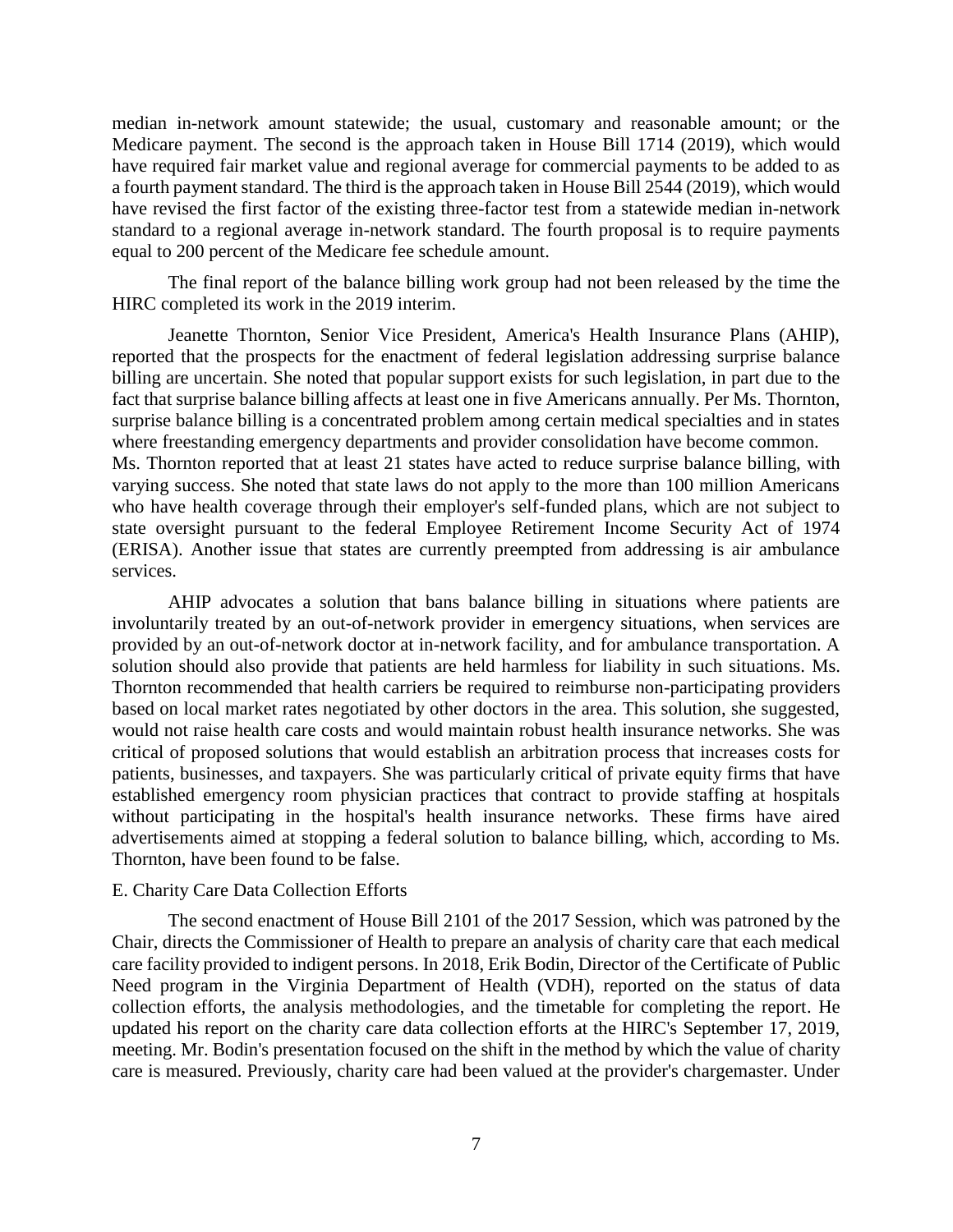median in-network amount statewide; the usual, customary and reasonable amount; or the Medicare payment. The second is the approach taken in House Bill 1714 (2019), which would have required fair market value and regional average for commercial payments to be added to as a fourth payment standard. The third is the approach taken in House Bill 2544 (2019), which would have revised the first factor of the existing three-factor test from a statewide median in-network standard to a regional average in-network standard. The fourth proposal is to require payments equal to 200 percent of the Medicare fee schedule amount.

The final report of the balance billing work group had not been released by the time the HIRC completed its work in the 2019 interim.

Jeanette Thornton, Senior Vice President, America's Health Insurance Plans (AHIP), reported that the prospects for the enactment of federal legislation addressing surprise balance billing are uncertain. She noted that popular support exists for such legislation, in part due to the fact that surprise balance billing affects at least one in five Americans annually. Per Ms. Thornton, surprise balance billing is a concentrated problem among certain medical specialties and in states where freestanding emergency departments and provider consolidation have become common.
Ms. Thornton reported that at least 21 states have acted to reduce surprise balance billing, with varying success. She noted that state laws do not apply to the more than 100 million Americans who have health coverage through their employer's self-funded plans, which are not subject to state oversight pursuant to the federal Employee Retirement Income Security Act of 1974 (ERISA). Another issue that states are currently preempted from addressing is air ambulance services.

AHIP advocates a solution that bans balance billing in situations where patients are involuntarily treated by an out-of-network provider in emergency situations, when services are provided by an out-of-network doctor at in-network facility, and for ambulance transportation. A solution should also provide that patients are held harmless for liability in such situations. Ms. Thornton recommended that health carriers be required to reimburse non-participating providers based on local market rates negotiated by other doctors in the area. This solution, she suggested, would not raise health care costs and would maintain robust health insurance networks. She was critical of proposed solutions that would establish an arbitration process that increases costs for patients, businesses, and taxpayers. She was particularly critical of private equity firms that have established emergency room physician practices that contract to provide staffing at hospitals without participating in the hospital's health insurance networks. These firms have aired advertisements aimed at stopping a federal solution to balance billing, which, according to Ms. Thornton, have been found to be false.

E. Charity Care Data Collection Efforts

The second enactment of House Bill 2101 of the 2017 Session, which was patroned by the Chair, directs the Commissioner of Health to prepare an analysis of charity care that each medical care facility provided to indigent persons. In 2018, Erik Bodin, Director of the Certificate of Public Need program in the Virginia Department of Health (VDH), reported on the status of data collection efforts, the analysis methodologies, and the timetable for completing the report. He updated his report on the charity care data collection efforts at the HIRC's September 17, 2019, meeting. Mr. Bodin's presentation focused on the shift in the method by which the value of charity care is measured. Previously, charity care had been valued at the provider's chargemaster. Under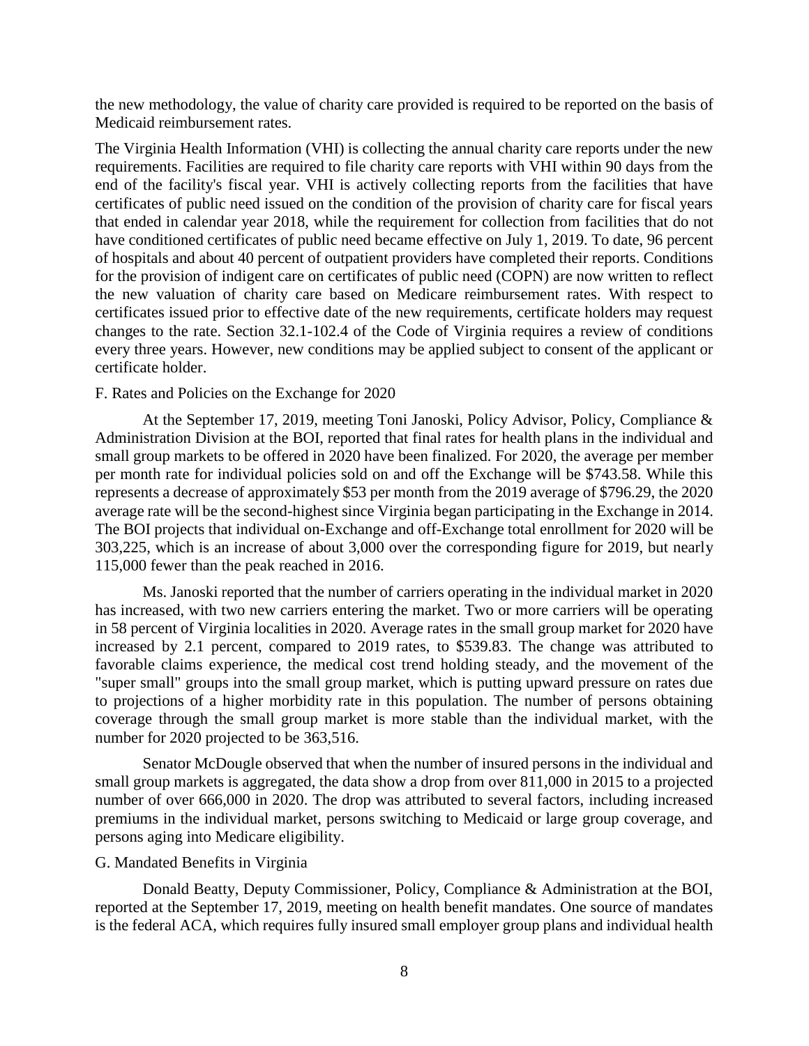the new methodology, the value of charity care provided is required to be reported on the basis of Medicaid reimbursement rates.

The Virginia Health Information (VHI) is collecting the annual charity care reports under the new requirements. Facilities are required to file charity care reports with VHI within 90 days from the end of the facility's fiscal year. VHI is actively collecting reports from the facilities that have certificates of public need issued on the condition of the provision of charity care for fiscal years that ended in calendar year 2018, while the requirement for collection from facilities that do not have conditioned certificates of public need became effective on July 1, 2019. To date, 96 percent of hospitals and about 40 percent of outpatient providers have completed their reports. Conditions for the provision of indigent care on certificates of public need (COPN) are now written to reflect the new valuation of charity care based on Medicare reimbursement rates. With respect to certificates issued prior to effective date of the new requirements, certificate holders may request changes to the rate. Section 32.1-102.4 of the Code of Virginia requires a review of conditions every three years. However, new conditions may be applied subject to consent of the applicant or certificate holder.

F. Rates and Policies on the Exchange for 2020

At the September 17, 2019, meeting Toni Janoski, Policy Advisor, Policy, Compliance & Administration Division at the BOI, reported that final rates for health plans in the individual and small group markets to be offered in 2020 have been finalized. For 2020, the average per member per month rate for individual policies sold on and off the Exchange will be $743.58. While this represents a decrease of approximately $53 per month from the 2019 average of $796.29, the 2020 average rate will be the second-highest since Virginia began participating in the Exchange in 2014. The BOI projects that individual on-Exchange and off-Exchange total enrollment for 2020 will be 303,225, which is an increase of about 3,000 over the corresponding figure for 2019, but nearly 115,000 fewer than the peak reached in 2016.

Ms. Janoski reported that the number of carriers operating in the individual market in 2020 has increased, with two new carriers entering the market. Two or more carriers will be operating in 58 percent of Virginia localities in 2020. Average rates in the small group market for 2020 have increased by 2.1 percent, compared to 2019 rates, to $539.83. The change was attributed to favorable claims experience, the medical cost trend holding steady, and the movement of the "super small" groups into the small group market, which is putting upward pressure on rates due to projections of a higher morbidity rate in this population. The number of persons obtaining coverage through the small group market is more stable than the individual market, with the number for 2020 projected to be 363,516.

Senator McDougle observed that when the number of insured persons in the individual and small group markets is aggregated, the data show a drop from over 811,000 in 2015 to a projected number of over 666,000 in 2020. The drop was attributed to several factors, including increased premiums in the individual market, persons switching to Medicaid or large group coverage, and persons aging into Medicare eligibility.

G. Mandated Benefits in Virginia

Donald Beatty, Deputy Commissioner, Policy, Compliance & Administration at the BOI, reported at the September 17, 2019, meeting on health benefit mandates. One source of mandates is the federal ACA, which requires fully insured small employer group plans and individual health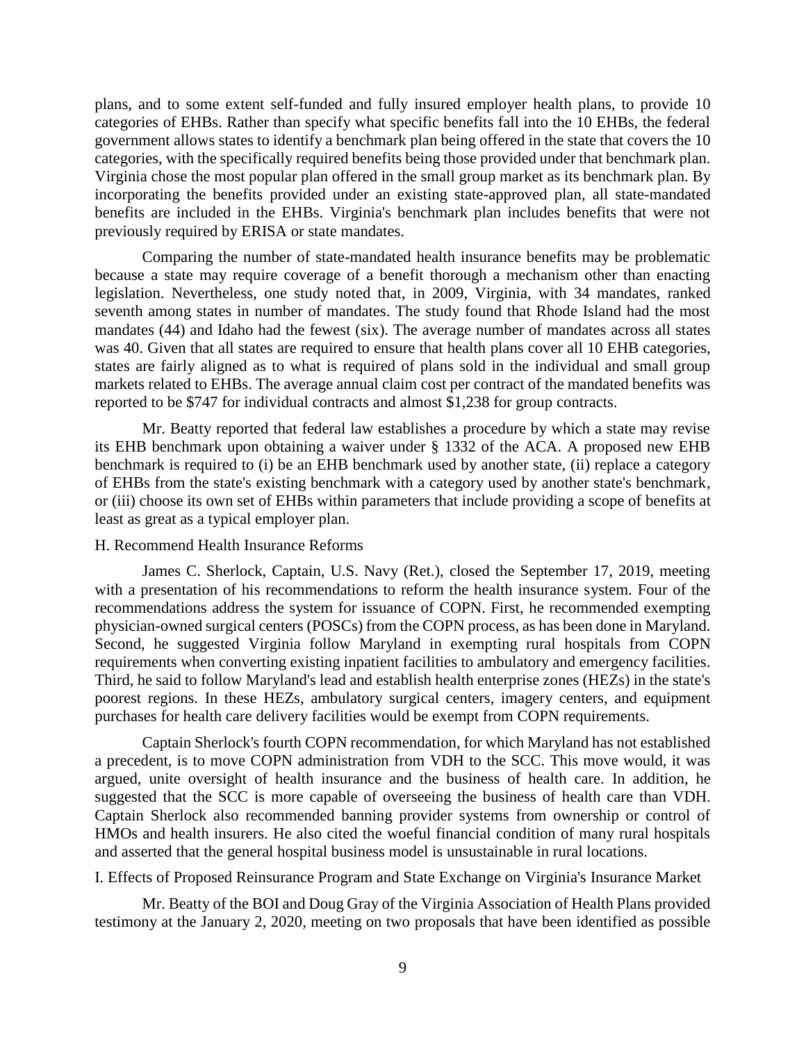plans, and to some extent self-funded and fully insured employer health plans, to provide 10 categories of EHBs. Rather than specify what specific benefits fall into the 10 EHBs, the federal government allows states to identify a benchmark plan being offered in the state that covers the 10 categories, with the specifically required benefits being those provided under that benchmark plan. Virginia chose the most popular plan offered in the small group market as its benchmark plan. By incorporating the benefits provided under an existing state-approved plan, all state-mandated benefits are included in the EHBs. Virginia's benchmark plan includes benefits that were not previously required by ERISA or state mandates.

Comparing the number of state-mandated health insurance benefits may be problematic because a state may require coverage of a benefit thorough a mechanism other than enacting legislation. Nevertheless, one study noted that, in 2009, Virginia, with 34 mandates, ranked seventh among states in number of mandates. The study found that Rhode Island had the most mandates (44) and Idaho had the fewest (six). The average number of mandates across all states was 40. Given that all states are required to ensure that health plans cover all 10 EHB categories, states are fairly aligned as to what is required of plans sold in the individual and small group markets related to EHBs. The average annual claim cost per contract of the mandated benefits was reported to be $747 for individual contracts and almost $1,238 for group contracts.

Mr. Beatty reported that federal law establishes a procedure by which a state may revise its EHB benchmark upon obtaining a waiver under § 1332 of the ACA. A proposed new EHB benchmark is required to (i) be an EHB benchmark used by another state, (ii) replace a category of EHBs from the state's existing benchmark with a category used by another state's benchmark, or (iii) choose its own set of EHBs within parameters that include providing a scope of benefits at least as great as a typical employer plan.

### H. Recommend Health Insurance Reforms

James C. Sherlock, Captain, U.S. Navy (Ret.), closed the September 17, 2019, meeting with a presentation of his recommendations to reform the health insurance system. Four of the recommendations address the system for issuance of COPN. First, he recommended exempting physician-owned surgical centers (POSCs) from the COPN process, as has been done in Maryland. Second, he suggested Virginia follow Maryland in exempting rural hospitals from COPN requirements when converting existing inpatient facilities to ambulatory and emergency facilities. Third, he said to follow Maryland's lead and establish health enterprise zones (HEZs) in the state's poorest regions. In these HEZs, ambulatory surgical centers, imagery centers, and equipment purchases for health care delivery facilities would be exempt from COPN requirements.

Captain Sherlock's fourth COPN recommendation, for which Maryland has not established a precedent, is to move COPN administration from VDH to the SCC. This move would, it was argued, unite oversight of health insurance and the business of health care. In addition, he suggested that the SCC is more capable of overseeing the business of health care than VDH. Captain Sherlock also recommended banning provider systems from ownership or control of HMOs and health insurers. He also cited the woeful financial condition of many rural hospitals and asserted that the general hospital business model is unsustainable in rural locations.

### I. Effects of Proposed Reinsurance Program and State Exchange on Virginia's Insurance Market

Mr. Beatty of the BOI and Doug Gray of the Virginia Association of Health Plans provided testimony at the January 2, 2020, meeting on two proposals that have been identified as possible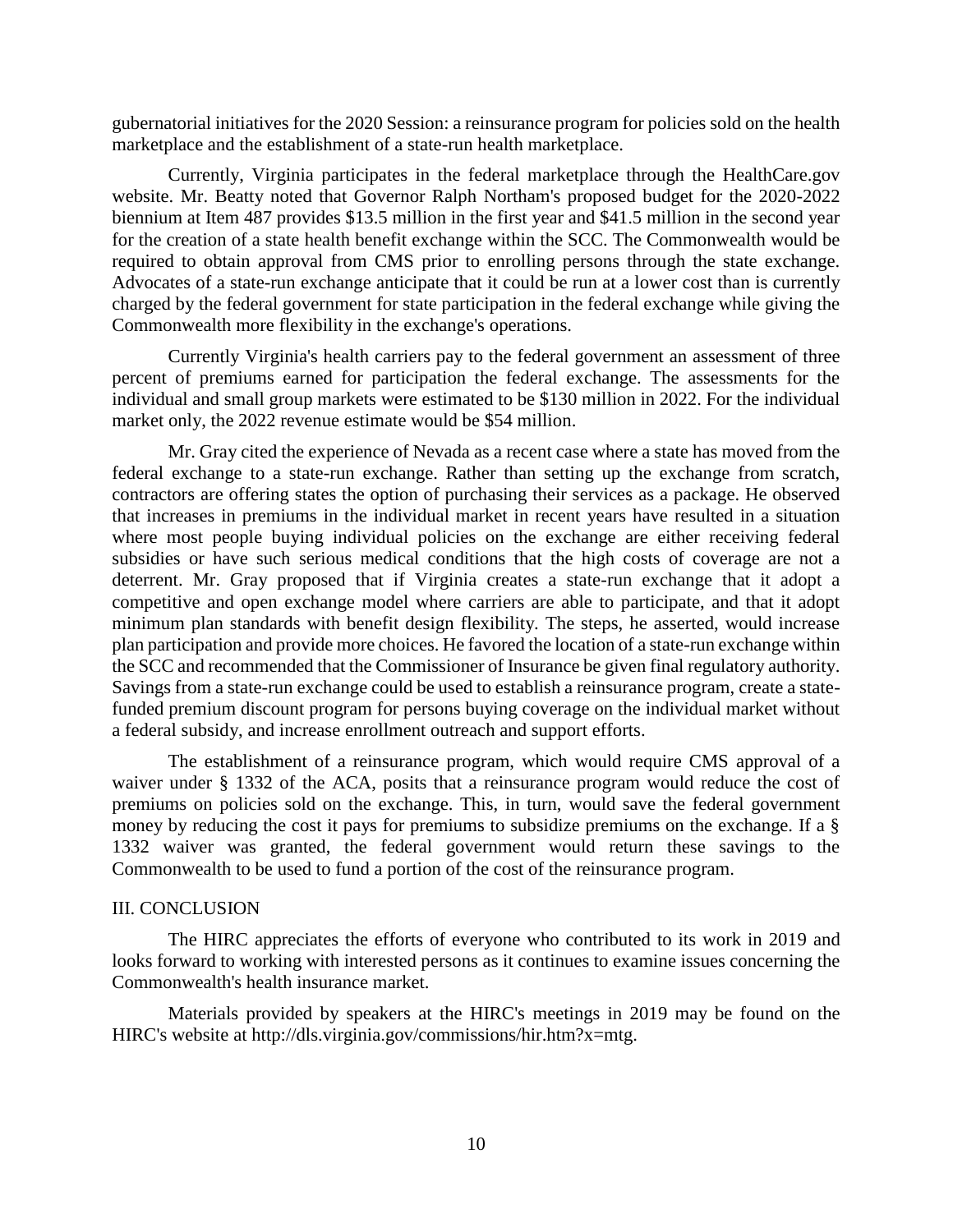gubernatorial initiatives for the 2020 Session: a reinsurance program for policies sold on the health marketplace and the establishment of a state-run health marketplace.

Currently, Virginia participates in the federal marketplace through the HealthCare.gov website. Mr. Beatty noted that Governor Ralph Northam's proposed budget for the 2020-2022 biennium at Item 487 provides \$13.5 million in the first year and \$41.5 million in the second year for the creation of a state health benefit exchange within the SCC. The Commonwealth would be required to obtain approval from CMS prior to enrolling persons through the state exchange. Advocates of a state-run exchange anticipate that it could be run at a lower cost than is currently charged by the federal government for state participation in the federal exchange while giving the Commonwealth more flexibility in the exchange's operations.

Currently Virginia's health carriers pay to the federal government an assessment of three percent of premiums earned for participation the federal exchange. The assessments for the individual and small group markets were estimated to be \$130 million in 2022. For the individual market only, the 2022 revenue estimate would be \$54 million.

Mr. Gray cited the experience of Nevada as a recent case where a state has moved from the federal exchange to a state-run exchange. Rather than setting up the exchange from scratch, contractors are offering states the option of purchasing their services as a package. He observed that increases in premiums in the individual market in recent years have resulted in a situation where most people buying individual policies on the exchange are either receiving federal subsidies or have such serious medical conditions that the high costs of coverage are not a deterrent. Mr. Gray proposed that if Virginia creates a state-run exchange that it adopt a competitive and open exchange model where carriers are able to participate, and that it adopt minimum plan standards with benefit design flexibility. The steps, he asserted, would increase plan participation and provide more choices. He favored the location of a state-run exchange within the SCC and recommended that the Commissioner of Insurance be given final regulatory authority. Savings from a state-run exchange could be used to establish a reinsurance program, create a state-funded premium discount program for persons buying coverage on the individual market without a federal subsidy, and increase enrollment outreach and support efforts.

The establishment of a reinsurance program, which would require CMS approval of a waiver under § 1332 of the ACA, posits that a reinsurance program would reduce the cost of premiums on policies sold on the exchange. This, in turn, would save the federal government money by reducing the cost it pays for premiums to subsidize premiums on the exchange. If a § 1332 waiver was granted, the federal government would return these savings to the Commonwealth to be used to fund a portion of the cost of the reinsurance program.

## III. CONCLUSION

The HIRC appreciates the efforts of everyone who contributed to its work in 2019 and looks forward to working with interested persons as it continues to examine issues concerning the Commonwealth's health insurance market.

Materials provided by speakers at the HIRC's meetings in 2019 may be found on the HIRC's website at http://dls.virginia.gov/commissions/hir.htm?x=mtg.